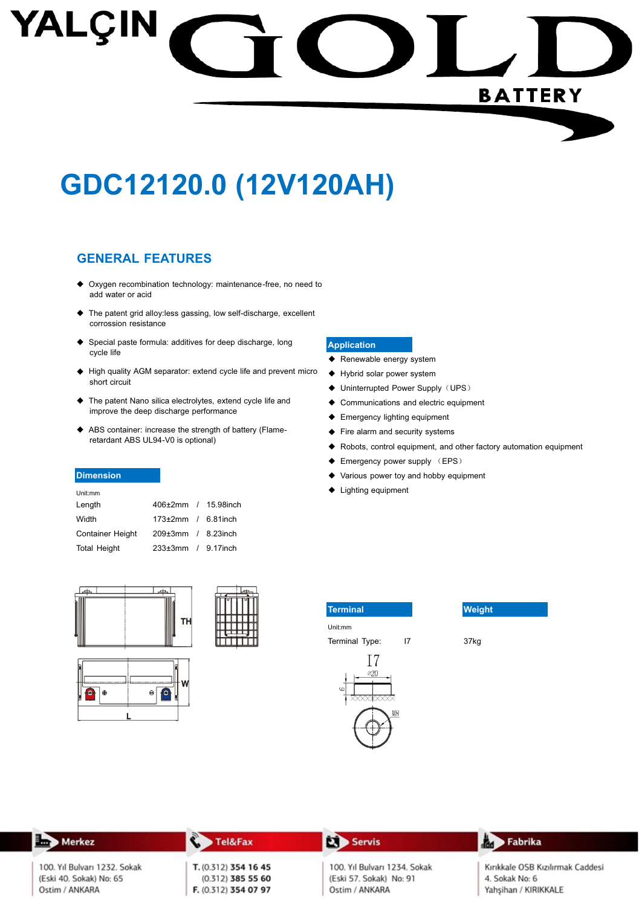YALÇIN GOLD BATTERY

# GDC12120.0 (12V120AH)

## GENERAL FEATURES

- Oxygen recombination technology: maintenance-free, no need to add water or acid
- The patent grid alloy:less gassing, low self-discharge, excellent corrosion resistance
- Special paste formula: additives for deep discharge, long cycle life
- High quality AGM separator: extend cycle life and prevent micro short circuit
- The patent Nano silica electrolytes, extend cycle life and improve the deep discharge performance
- ABS container: increase the strength of battery (Flame-retardant ABS UL94-V0 is optional)

### Application

- Renewable energy system
- Hybrid solar power system
- Uninterrupted Power Supply（UPS）
- Communications and electric equipment
- Emergency lighting equipment
- Fire alarm and security systems
- Robots, control equipment, and other factory automation equipment
- Emergency power supply （EPS）
- Various power toy and hobby equipment
- Lighting equipment

### Dimension

Unit:mm

| | | | |
|---|---|---|---|
| Length | 406±2mm | / | 15.98inch |
| Width | 173±2mm | / | 6.81inch |
| Container Height | 209±3mm | / | 8.23inch |
| Total Height | 233±3mm | / | 9.17inch |

TH

W

L

### Terminal

Unit:mm

Terminal Type: I7

I7

⌀20

6

M8

### Weight

37kg

**Merkez**
100. Yıl Bulvarı 1232. Sokak
(Eski 40. Sokak) No: 65
Ostim / ANKARA

**Tel&Fax**
T. (0.312) 354 16 45
(0.312) 385 55 60
F. (0.312) 354 07 97

**Servis**
100. Yıl Bulvarı 1234. Sokak
(Eski 57. Sokak) No: 91
Ostim / ANKARA

**Fabrika**
Kırıkkale OSB Kızılırmak Caddesi
4. Sokak No: 6
Yahşihan / KIRIKKALE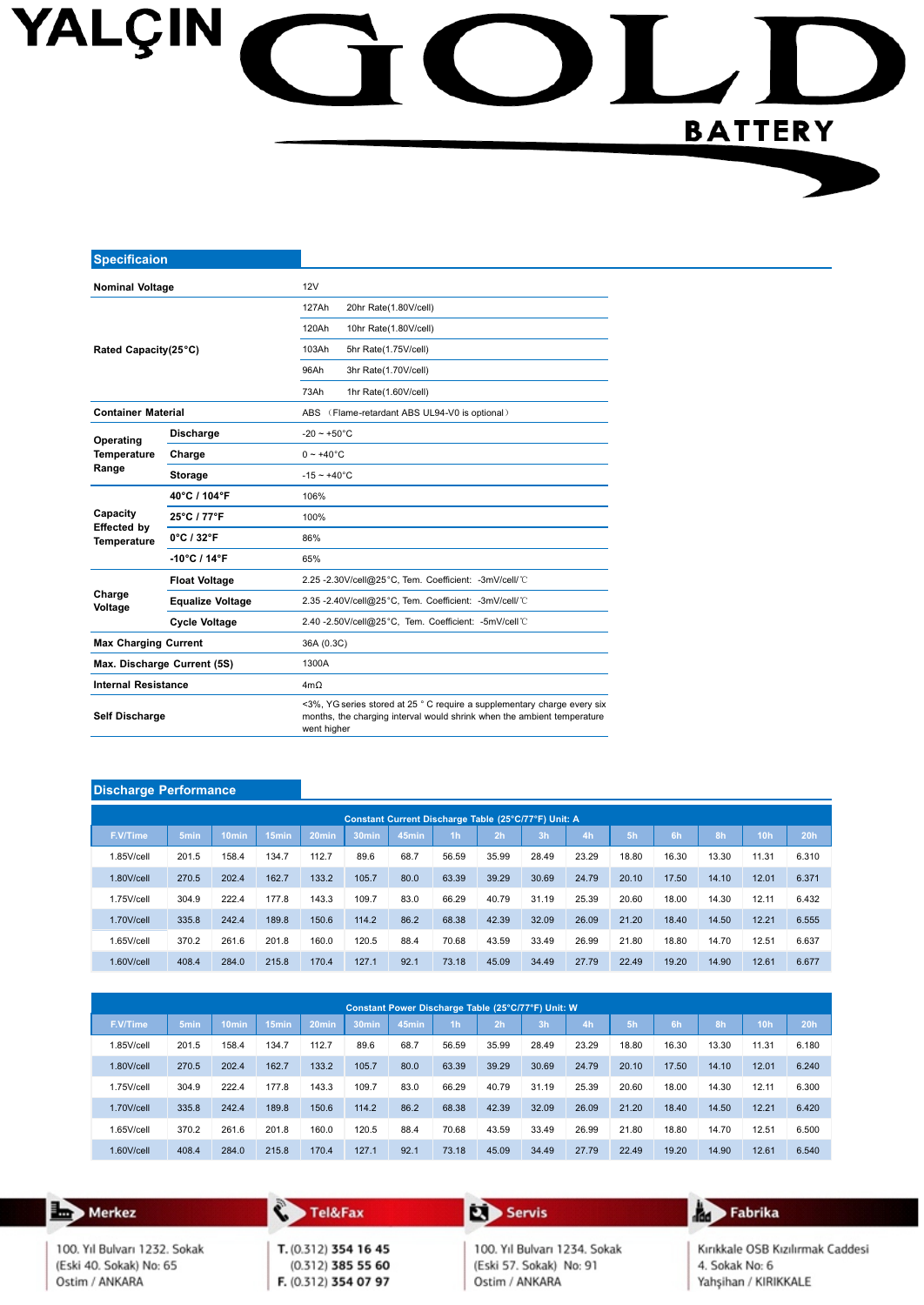# YALÇIN GOLD BATTERY

## Specificaion

| | | |
|---|---|---|
| **Nominal Voltage** | | 12V |
| **Rated Capacity(25°C)** | | 127Ah 20hr Rate(1.80V/cell) |
| | | 120Ah 10hr Rate(1.80V/cell) |
| | | 103Ah 5hr Rate(1.75V/cell) |
| | | 96Ah 3hr Rate(1.70V/cell) |
| | | 73Ah 1hr Rate(1.60V/cell) |
| **Container Material** | | ABS （Flame-retardant ABS UL94-V0 is optional） |
| **Operating Temperature Range** | **Discharge** | -20 ~ +50°C |
| | **Charge** | 0 ~ +40°C |
| | **Storage** | -15 ~ +40°C |
| **Capacity Effected by Temperature** | **40°C / 104°F** | 106% |
| | **25°C / 77°F** | 100% |
| | **0°C / 32°F** | 86% |
| | **-10°C / 14°F** | 65% |
| **Charge Voltage** | **Float Voltage** | 2.25 -2.30V/cell@25°C, Tem. Coefficient: -3mV/cell/℃ |
| | **Equalize Voltage** | 2.35 -2.40V/cell@25°C, Tem. Coefficient: -3mV/cell/℃ |
| | **Cycle Voltage** | 2.40 -2.50V/cell@25°C, Tem. Coefficient: -5mV/cell℃ |
| **Max Charging Current** | | 36A (0.3C) |
| **Max. Discharge Current (5S)** | | 1300A |
| **Internal Resistance** | | 4mΩ |
| **Self Discharge** | | <3%, YG series stored at 25 ° C require a supplementary charge every six months, the charging interval would shrink when the ambient temperature went higher |

## Discharge Performance

**Constant Current Discharge Table (25°C/77°F) Unit: A**

| F.V/Time | 5min | 10min | 15min | 20min | 30min | 45min | 1h | 2h | 3h | 4h | 5h | 6h | 8h | 10h | 20h |
|---|---|---|---|---|---|---|---|---|---|---|---|---|---|---|---|
| 1.85V/cell | 201.5 | 158.4 | 134.7 | 112.7 | 89.6 | 68.7 | 56.59 | 35.99 | 28.49 | 23.29 | 18.80 | 16.30 | 13.30 | 11.31 | 6.310 |
| 1.80V/cell | 270.5 | 202.4 | 162.7 | 133.2 | 105.7 | 80.0 | 63.39 | 39.29 | 30.69 | 24.79 | 20.10 | 17.50 | 14.10 | 12.01 | 6.371 |
| 1.75V/cell | 304.9 | 222.4 | 177.8 | 143.3 | 109.7 | 83.0 | 66.29 | 40.79 | 31.19 | 25.39 | 20.60 | 18.00 | 14.30 | 12.11 | 6.432 |
| 1.70V/cell | 335.8 | 242.4 | 189.8 | 150.6 | 114.2 | 86.2 | 68.38 | 42.39 | 32.09 | 26.09 | 21.20 | 18.40 | 14.50 | 12.21 | 6.555 |
| 1.65V/cell | 370.2 | 261.6 | 201.8 | 160.0 | 120.5 | 88.4 | 70.68 | 43.59 | 33.49 | 26.99 | 21.80 | 18.80 | 14.70 | 12.51 | 6.637 |
| 1.60V/cell | 408.4 | 284.0 | 215.8 | 170.4 | 127.1 | 92.1 | 73.18 | 45.09 | 34.49 | 27.79 | 22.49 | 19.20 | 14.90 | 12.61 | 6.677 |

**Constant Power Discharge Table (25°C/77°F) Unit: W**

| F.V/Time | 5min | 10min | 15min | 20min | 30min | 45min | 1h | 2h | 3h | 4h | 5h | 6h | 8h | 10h | 20h |
|---|---|---|---|---|---|---|---|---|---|---|---|---|---|---|---|
| 1.85V/cell | 201.5 | 158.4 | 134.7 | 112.7 | 89.6 | 68.7 | 56.59 | 35.99 | 28.49 | 23.29 | 18.80 | 16.30 | 13.30 | 11.31 | 6.180 |
| 1.80V/cell | 270.5 | 202.4 | 162.7 | 133.2 | 105.7 | 80.0 | 63.39 | 39.29 | 30.69 | 24.79 | 20.10 | 17.50 | 14.10 | 12.01 | 6.240 |
| 1.75V/cell | 304.9 | 222.4 | 177.8 | 143.3 | 109.7 | 83.0 | 66.29 | 40.79 | 31.19 | 25.39 | 20.60 | 18.00 | 14.30 | 12.11 | 6.300 |
| 1.70V/cell | 335.8 | 242.4 | 189.8 | 150.6 | 114.2 | 86.2 | 68.38 | 42.39 | 32.09 | 26.09 | 21.20 | 18.40 | 14.50 | 12.21 | 6.420 |
| 1.65V/cell | 370.2 | 261.6 | 201.8 | 160.0 | 120.5 | 88.4 | 70.68 | 43.59 | 33.49 | 26.99 | 21.80 | 18.80 | 14.70 | 12.51 | 6.500 |
| 1.60V/cell | 408.4 | 284.0 | 215.8 | 170.4 | 127.1 | 92.1 | 73.18 | 45.09 | 34.49 | 27.79 | 22.49 | 19.20 | 14.90 | 12.61 | 6.540 |

**Merkez**
100. Yıl Bulvarı 1232. Sokak
(Eski 40. Sokak) No: 65
Ostim / ANKARA

**Tel&Fax**
**T.** (0.312) **354 16 45**
(0.312) **385 55 60**
**F.** (0.312) **354 07 97**

**Servis**
100. Yıl Bulvarı 1234. Sokak
(Eski 57. Sokak) No: 91
Ostim / ANKARA

**Fabrika**
Kırıkkale OSB Kızılırmak Caddesi
4. Sokak No: 6
Yahşihan / KIRIKKALE